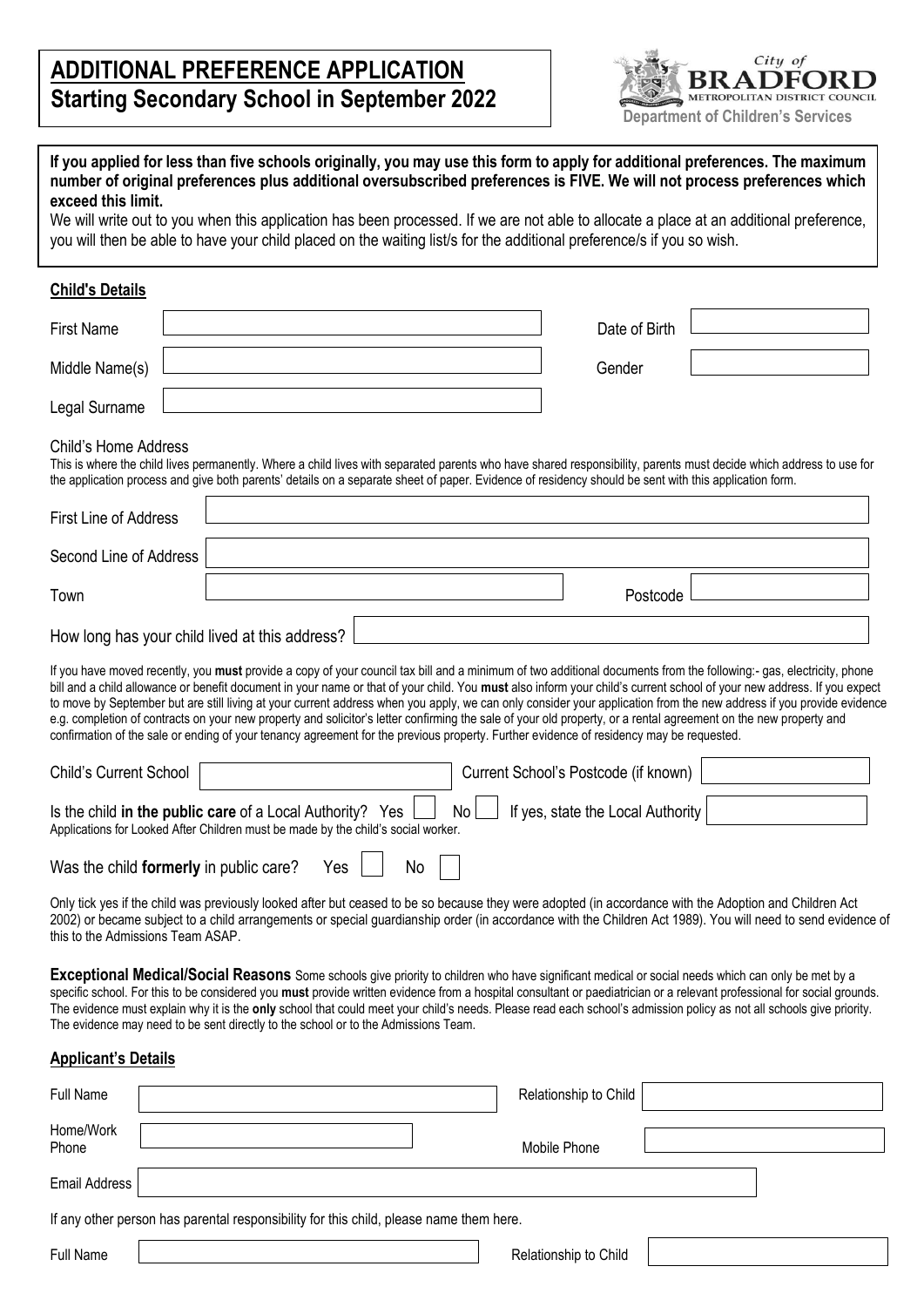# ADDITIONAL PREFERENCE APPLICATION
## Starting Secondary School in September 2022

City of BRADFORD METROPOLITAN DISTRICT COUNCIL
Department of Children's Services

**If you applied for less than five schools originally, you may use this form to apply for additional preferences. The maximum number of original preferences plus additional oversubscribed preferences is FIVE. We will not process preferences which exceed this limit.**

We will write out to you when this application has been processed. If we are not able to allocate a place at an additional preference, you will then be able to have your child placed on the waiting list/s for the additional preference/s if you so wish.

### Child's Details

First Name ______________________ Date of Birth ______________

Middle Name(s) ______________________ Gender ______________

Legal Surname ______________________

Child's Home Address

This is where the child lives permanently. Where a child lives with separated parents who have shared responsibility, parents must decide which address to use for the application process and give both parents' details on a separate sheet of paper. Evidence of residency should be sent with this application form.

First Line of Address ______________________

Second Line of Address ______________________

Town ______________________ Postcode ______________

How long has your child lived at this address? ______________________

If you have moved recently, you **must** provide a copy of your council tax bill and a minimum of two additional documents from the following:- gas, electricity, phone bill and a child allowance or benefit document in your name or that of your child. You **must** also inform your child's current school of your new address. If you expect to move by September but are still living at your current address when you apply, we can only consider your application from the new address if you provide evidence e.g. completion of contracts on your new property and solicitor's letter confirming the sale of your old property, or a rental agreement on the new property and confirmation of the sale or ending of your tenancy agreement for the previous property. Further evidence of residency may be requested.

Child's Current School ______________________ Current School's Postcode (if known) ______________

Is the child **in the public care** of a Local Authority? Yes ☐ No ☐ If yes, state the Local Authority ______________

Applications for Looked After Children must be made by the child's social worker.

Was the child **formerly** in public care? Yes ☐ No ☐

Only tick yes if the child was previously looked after but ceased to be so because they were adopted (in accordance with the Adoption and Children Act 2002) or became subject to a child arrangements or special guardianship order (in accordance with the Children Act 1989). You will need to send evidence of this to the Admissions Team ASAP.

**Exceptional Medical/Social Reasons** Some schools give priority to children who have significant medical or social needs which can only be met by a specific school. For this to be considered you **must** provide written evidence from a hospital consultant or paediatrician or a relevant professional for social grounds. The evidence must explain why it is the **only** school that could meet your child's needs. Please read each school's admission policy as not all schools give priority. The evidence may need to be sent directly to the school or to the Admissions Team.

### Applicant's Details

Full Name ______________________ Relationship to Child ______________

Home/Work Phone ______________________ Mobile Phone ______________

Email Address ______________________

If any other person has parental responsibility for this child, please name them here.

Full Name ______________________ Relationship to Child ______________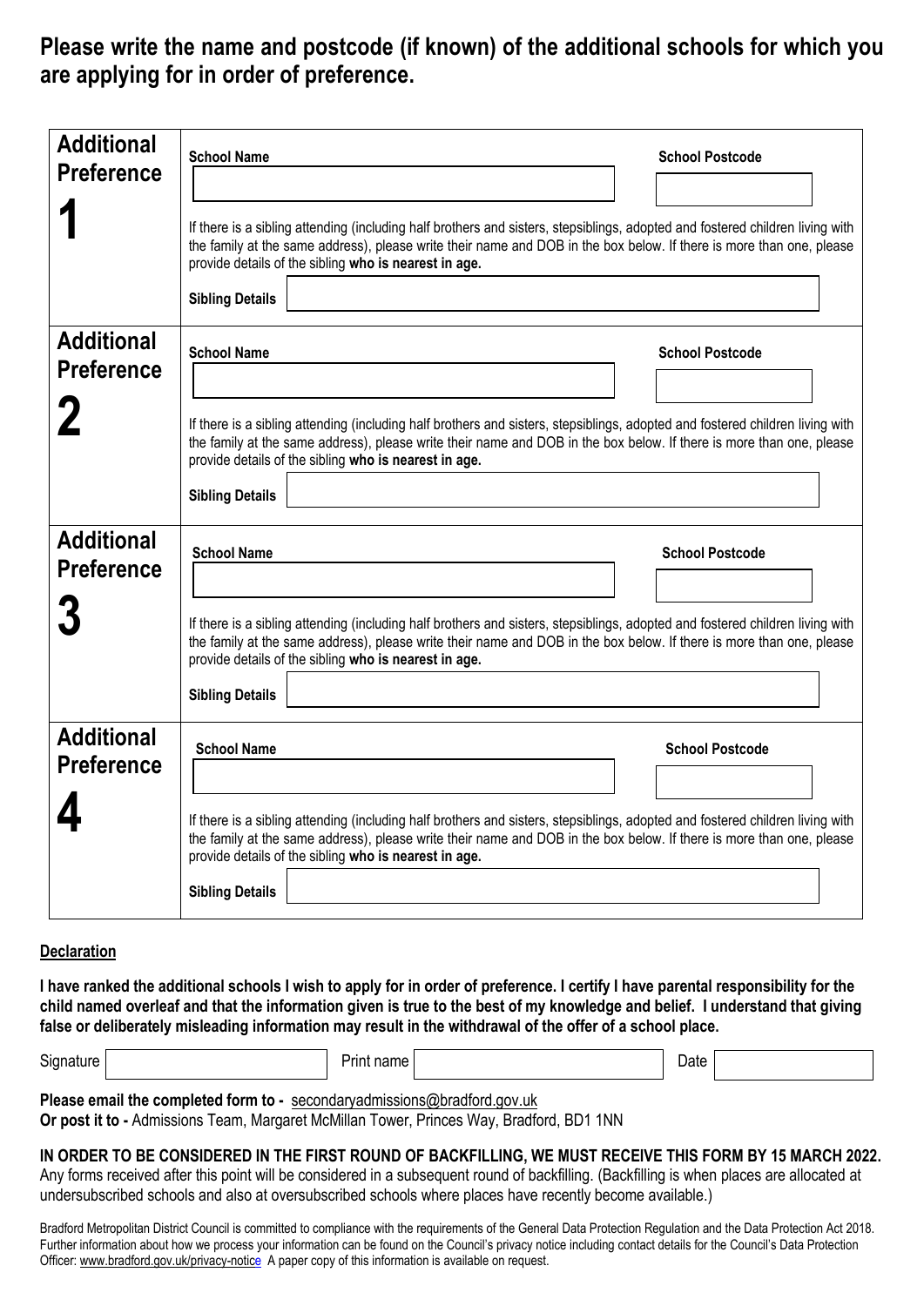# Please write the name and postcode (if known) of the additional schools for which you are applying for in order of preference.

| | |
|---|---|
| **Additional Preference 1** | **School Name** ____________________ **School Postcode** __________<br><br>If there is a sibling attending (including half brothers and sisters, stepsiblings, adopted and fostered children living with the family at the same address), please write their name and DOB in the box below. If there is more than one, please provide details of the sibling **who is nearest in age.**<br><br>**Sibling Details** ____________________ |
| **Additional Preference 2** | **School Name** ____________________ **School Postcode** __________<br><br>If there is a sibling attending (including half brothers and sisters, stepsiblings, adopted and fostered children living with the family at the same address), please write their name and DOB in the box below. If there is more than one, please provide details of the sibling **who is nearest in age.**<br><br>**Sibling Details** ____________________ |
| **Additional Preference 3** | **School Name** ____________________ **School Postcode** __________<br><br>If there is a sibling attending (including half brothers and sisters, stepsiblings, adopted and fostered children living with the family at the same address), please write their name and DOB in the box below. If there is more than one, please provide details of the sibling **who is nearest in age.**<br><br>**Sibling Details** ____________________ |
| **Additional Preference 4** | **School Name** ____________________ **School Postcode** __________<br><br>If there is a sibling attending (including half brothers and sisters, stepsiblings, adopted and fostered children living with the family at the same address), please write their name and DOB in the box below. If there is more than one, please provide details of the sibling **who is nearest in age.**<br><br>**Sibling Details** ____________________ |

**Declaration**

**I have ranked the additional schools I wish to apply for in order of preference. I certify I have parental responsibility for the child named overleaf and that the information given is true to the best of my knowledge and belief. I understand that giving false or deliberately misleading information may result in the withdrawal of the offer of a school place.**

Signature ____________________ Print name ____________________ Date __________

**Please email the completed form to -** secondaryadmissions@bradford.gov.uk
**Or post it to -** Admissions Team, Margaret McMillan Tower, Princes Way, Bradford, BD1 1NN

**IN ORDER TO BE CONSIDERED IN THE FIRST ROUND OF BACKFILLING, WE MUST RECEIVE THIS FORM BY 15 MARCH 2022.**
Any forms received after this point will be considered in a subsequent round of backfilling. (Backfilling is when places are allocated at undersubscribed schools and also at oversubscribed schools where places have recently become available.)

Bradford Metropolitan District Council is committed to compliance with the requirements of the General Data Protection Regulation and the Data Protection Act 2018. Further information about how we process your information can be found on the Council's privacy notice including contact details for the Council's Data Protection Officer: www.bradford.gov.uk/privacy-notice A paper copy of this information is available on request.